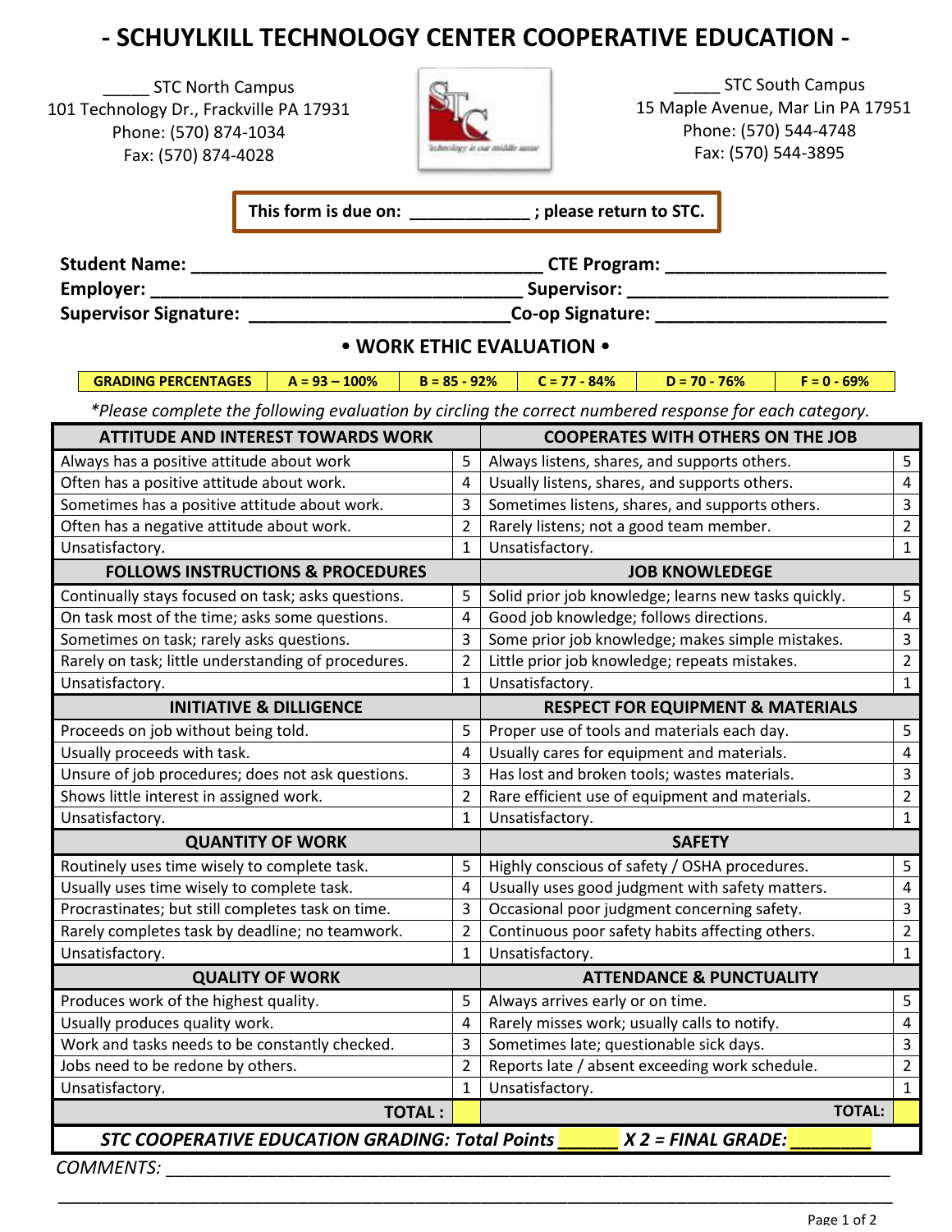# - SCHUYLKILL TECHNOLOGY CENTER COOPERATIVE EDUCATION -

_____ STC North Campus
101 Technology Dr., Frackville PA 17931
Phone: (570) 874-1034
Fax: (570) 874-4028

_____ STC South Campus
15 Maple Avenue, Mar Lin PA 17951
Phone: (570) 544-4748
Fax: (570) 544-3895

**This form is due on: ____________ ; please return to STC.**

**Student Name:** ___________________________________ **CTE Program:** ______________________
**Employer:** _____________________________________ **Supervisor:** _________________________
**Supervisor Signature:** _________________________**Co-op Signature:** _______________________

## • WORK ETHIC EVALUATION •

| GRADING PERCENTAGES | A = 93 – 100% | B = 85 - 92% | C = 77 - 84% | D = 70 - 76% | F = 0 - 69% |
|---|---|---|---|---|---|

*\*Please complete the following evaluation by circling the correct numbered response for each category.*

| ATTITUDE AND INTEREST TOWARDS WORK | | COOPERATES WITH OTHERS ON THE JOB | |
|---|---|---|---|
| Always has a positive attitude about work | 5 | Always listens, shares, and supports others. | 5 |
| Often has a positive attitude about work. | 4 | Usually listens, shares, and supports others. | 4 |
| Sometimes has a positive attitude about work. | 3 | Sometimes listens, shares, and supports others. | 3 |
| Often has a negative attitude about work. | 2 | Rarely listens; not a good team member. | 2 |
| Unsatisfactory. | 1 | Unsatisfactory. | 1 |
| **FOLLOWS INSTRUCTIONS & PROCEDURES** | | **JOB KNOWLEDEGE** | |
| Continually stays focused on task; asks questions. | 5 | Solid prior job knowledge; learns new tasks quickly. | 5 |
| On task most of the time; asks some questions. | 4 | Good job knowledge; follows directions. | 4 |
| Sometimes on task; rarely asks questions. | 3 | Some prior job knowledge; makes simple mistakes. | 3 |
| Rarely on task; little understanding of procedures. | 2 | Little prior job knowledge; repeats mistakes. | 2 |
| Unsatisfactory. | 1 | Unsatisfactory. | 1 |
| **INITIATIVE & DILLIGENCE** | | **RESPECT FOR EQUIPMENT & MATERIALS** | |
| Proceeds on job without being told. | 5 | Proper use of tools and materials each day. | 5 |
| Usually proceeds with task. | 4 | Usually cares for equipment and materials. | 4 |
| Unsure of job procedures; does not ask questions. | 3 | Has lost and broken tools; wastes materials. | 3 |
| Shows little interest in assigned work. | 2 | Rare efficient use of equipment and materials. | 2 |
| Unsatisfactory. | 1 | Unsatisfactory. | 1 |
| **QUANTITY OF WORK** | | **SAFETY** | |
| Routinely uses time wisely to complete task. | 5 | Highly conscious of safety / OSHA procedures. | 5 |
| Usually uses time wisely to complete task. | 4 | Usually uses good judgment with safety matters. | 4 |
| Procrastinates; but still completes task on time. | 3 | Occasional poor judgment concerning safety. | 3 |
| Rarely completes task by deadline; no teamwork. | 2 | Continuous poor safety habits affecting others. | 2 |
| Unsatisfactory. | 1 | Unsatisfactory. | 1 |
| **QUALITY OF WORK** | | **ATTENDANCE & PUNCTUALITY** | |
| Produces work of the highest quality. | 5 | Always arrives early or on time. | 5 |
| Usually produces quality work. | 4 | Rarely misses work; usually calls to notify. | 4 |
| Work and tasks needs to be constantly checked. | 3 | Sometimes late; questionable sick days. | 3 |
| Jobs need to be redone by others. | 2 | Reports late / absent exceeding work schedule. | 2 |
| Unsatisfactory. | 1 | Unsatisfactory. | 1 |
| **TOTAL :** | | **TOTAL:** | |

***STC COOPERATIVE EDUCATION GRADING: Total Points ______ X 2 = FINAL GRADE: ________***

*COMMENTS:* ______________________________________________________________________________

_____________________________________________________________________________________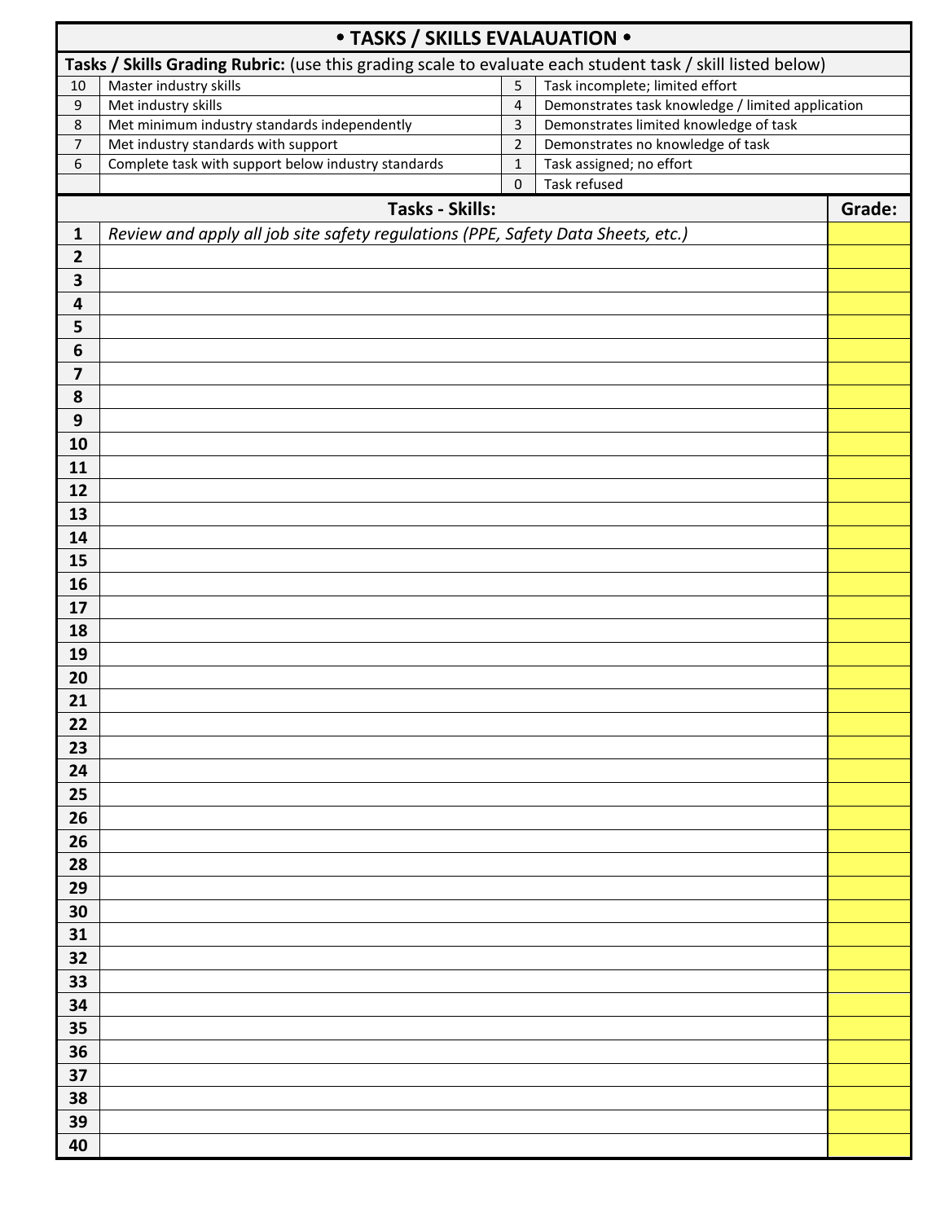# • TASKS / SKILLS EVALAUATION •

**Tasks / Skills Grading Rubric:** (use this grading scale to evaluate each student task / skill listed below)

| | | | |
|---|---|---|---|
| 10 | Master industry skills | 5 | Task incomplete; limited effort |
| 9 | Met industry skills | 4 | Demonstrates task knowledge / limited application |
| 8 | Met minimum industry standards independently | 3 | Demonstrates limited knowledge of task |
| 7 | Met industry standards with support | 2 | Demonstrates no knowledge of task |
| 6 | Complete task with support below industry standards | 1 | Task assigned; no effort |
| | | 0 | Task refused |

| | Tasks - Skills: | Grade: |
|---|---|---|
| **1** | *Review and apply all job site safety regulations (PPE, Safety Data Sheets, etc.)* | |
| **2** | | |
| **3** | | |
| **4** | | |
| **5** | | |
| **6** | | |
| **7** | | |
| **8** | | |
| **9** | | |
| **10** | | |
| **11** | | |
| **12** | | |
| **13** | | |
| **14** | | |
| **15** | | |
| **16** | | |
| **17** | | |
| **18** | | |
| **19** | | |
| **20** | | |
| **21** | | |
| **22** | | |
| **23** | | |
| **24** | | |
| **25** | | |
| **26** | | |
| **26** | | |
| **28** | | |
| **29** | | |
| **30** | | |
| **31** | | |
| **32** | | |
| **33** | | |
| **34** | | |
| **35** | | |
| **36** | | |
| **37** | | |
| **38** | | |
| **39** | | |
| **40** | | |